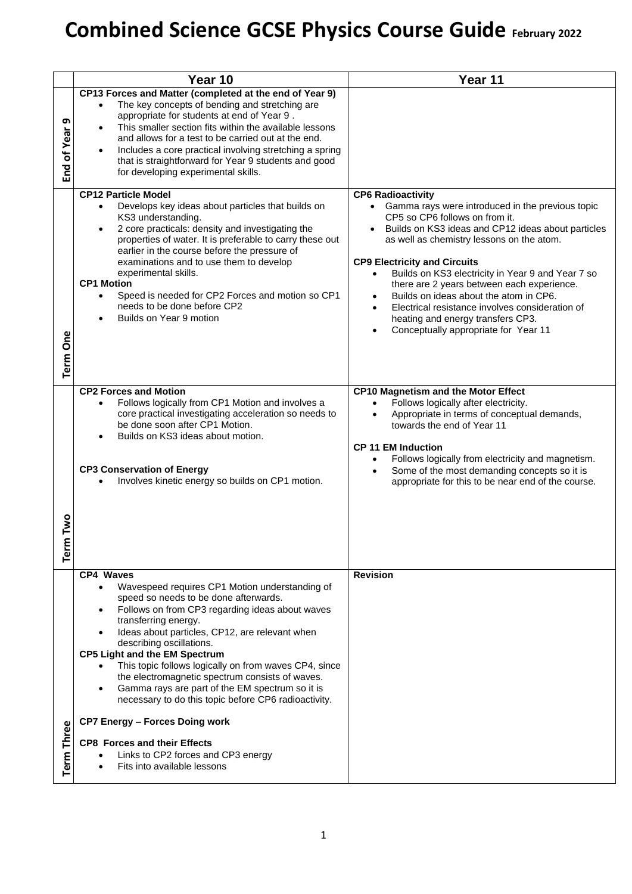# Combined Science GCSE Physics Course Guide February 2022

| | Year 10 | Year 11 |
|---|---|---|
| End of Year 9 | **CP13 Forces and Matter (completed at the end of Year 9)**<br>• The key concepts of bending and stretching are appropriate for students at end of Year 9 .<br>• This smaller section fits within the available lessons and allows for a test to be carried out at the end.<br>• Includes a core practical involving stretching a spring that is straightforward for Year 9 students and good for developing experimental skills. | |
| Term One | **CP12 Particle Model**<br>• Develops key ideas about particles that builds on KS3 understanding.<br>• 2 core practicals: density and investigating the properties of water. It is preferable to carry these out earlier in the course before the pressure of examinations and to use them to develop experimental skills.<br>**CP1 Motion**<br>• Speed is needed for CP2 Forces and motion so CP1 needs to be done before CP2<br>• Builds on Year 9 motion | **CP6 Radioactivity**<br>• Gamma rays were introduced in the previous topic CP5 so CP6 follows on from it.<br>• Builds on KS3 ideas and CP12 ideas about particles as well as chemistry lessons on the atom.<br><br>**CP9 Electricity and Circuits**<br>• Builds on KS3 electricity in Year 9 and Year 7 so there are 2 years between each experience.<br>• Builds on ideas about the atom in CP6.<br>• Electrical resistance involves consideration of heating and energy transfers CP3.<br>• Conceptually appropriate for Year 11 |
| Term Two | **CP2 Forces and Motion**<br>• Follows logically from CP1 Motion and involves a core practical investigating acceleration so needs to be done soon after CP1 Motion.<br>• Builds on KS3 ideas about motion.<br><br>**CP3 Conservation of Energy**<br>• Involves kinetic energy so builds on CP1 motion. | **CP10 Magnetism and the Motor Effect**<br>• Follows logically after electricity.<br>• Appropriate in terms of conceptual demands, towards the end of Year 11<br><br>**CP 11 EM Induction**<br>• Follows logically from electricity and magnetism.<br>• Some of the most demanding concepts so it is appropriate for this to be near end of the course. |
| Term Three | **CP4 Waves**<br>• Wavespeed requires CP1 Motion understanding of speed so needs to be done afterwards.<br>• Follows on from CP3 regarding ideas about waves transferring energy.<br>• Ideas about particles, CP12, are relevant when describing oscillations.<br>**CP5 Light and the EM Spectrum**<br>• This topic follows logically on from waves CP4, since the electromagnetic spectrum consists of waves.<br>• Gamma rays are part of the EM spectrum so it is necessary to do this topic before CP6 radioactivity.<br><br>**CP7 Energy – Forces Doing work**<br><br>**CP8 Forces and their Effects**<br>• Links to CP2 forces and CP3 energy<br>• Fits into available lessons | **Revision** |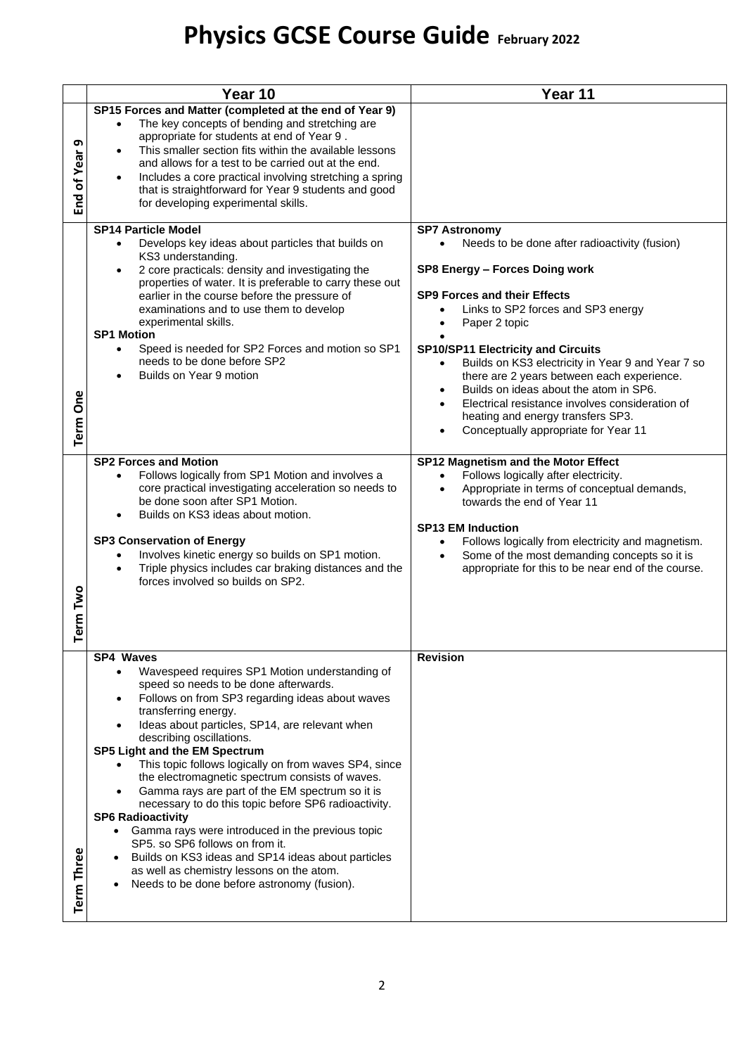# Physics GCSE Course Guide February 2022

| | Year 10 | Year 11 |
|---|---|---|
| End of Year 9 | **SP15 Forces and Matter (completed at the end of Year 9)**<br>• The key concepts of bending and stretching are appropriate for students at end of Year 9 .<br>• This smaller section fits within the available lessons and allows for a test to be carried out at the end.<br>• Includes a core practical involving stretching a spring that is straightforward for Year 9 students and good for developing experimental skills. | |
| Term One | **SP14 Particle Model**<br>• Develops key ideas about particles that builds on KS3 understanding.<br>• 2 core practicals: density and investigating the properties of water. It is preferable to carry these out earlier in the course before the pressure of examinations and to use them to develop experimental skills.<br>**SP1 Motion**<br>• Speed is needed for SP2 Forces and motion so SP1 needs to be done before SP2<br>• Builds on Year 9 motion | **SP7 Astronomy**<br>• Needs to be done after radioactivity (fusion)<br><br>**SP8 Energy – Forces Doing work**<br><br>**SP9 Forces and their Effects**<br>• Links to SP2 forces and SP3 energy<br>• Paper 2 topic<br>•<br>**SP10/SP11 Electricity and Circuits**<br>• Builds on KS3 electricity in Year 9 and Year 7 so there are 2 years between each experience.<br>• Builds on ideas about the atom in SP6.<br>• Electrical resistance involves consideration of heating and energy transfers SP3.<br>• Conceptually appropriate for Year 11 |
| Term Two | **SP2 Forces and Motion**<br>• Follows logically from SP1 Motion and involves a core practical investigating acceleration so needs to be done soon after SP1 Motion.<br>• Builds on KS3 ideas about motion.<br><br>**SP3 Conservation of Energy**<br>• Involves kinetic energy so builds on SP1 motion.<br>• Triple physics includes car braking distances and the forces involved so builds on SP2. | **SP12 Magnetism and the Motor Effect**<br>• Follows logically after electricity.<br>• Appropriate in terms of conceptual demands, towards the end of Year 11<br><br>**SP13 EM Induction**<br>• Follows logically from electricity and magnetism.<br>• Some of the most demanding concepts so it is appropriate for this to be near end of the course. |
| Term Three | **SP4 Waves**<br>• Wavespeed requires SP1 Motion understanding of speed so needs to be done afterwards.<br>• Follows on from SP3 regarding ideas about waves transferring energy.<br>• Ideas about particles, SP14, are relevant when describing oscillations.<br>**SP5 Light and the EM Spectrum**<br>• This topic follows logically on from waves SP4, since the electromagnetic spectrum consists of waves.<br>• Gamma rays are part of the EM spectrum so it is necessary to do this topic before SP6 radioactivity.<br>**SP6 Radioactivity**<br>• Gamma rays were introduced in the previous topic SP5. so SP6 follows on from it.<br>• Builds on KS3 ideas and SP14 ideas about particles as well as chemistry lessons on the atom.<br>• Needs to be done before astronomy (fusion). | **Revision** |